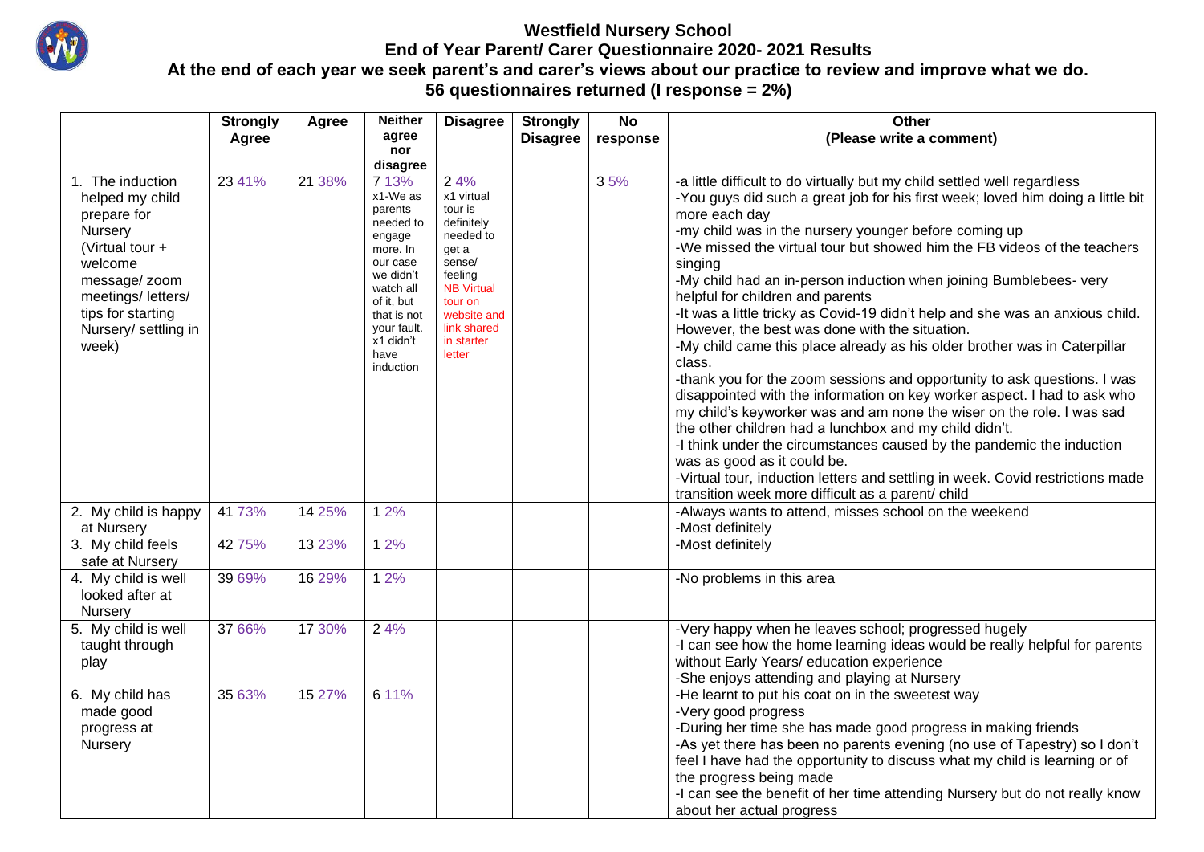# Westfield Nursery School

## End of Year Parent/ Carer Questionnaire 2020- 2021 Results

**At the end of each year we seek parent's and carer's views about our practice to review and improve what we do.**

**56 questionnaires returned (I response = 2%)**

| | Strongly Agree | Agree | Neither agree nor disagree | Disagree | Strongly Disagree | No response | Other (Please write a comment) |
|---|---|---|---|---|---|---|---|
| 1. The induction helped my child prepare for Nursery (Virtual tour + welcome message/ zoom meetings/ letters/ tips for starting Nursery/ settling in week) | 23 41% | 21 38% | 7 13% x1-We as parents needed to engage more. In our case we didn't watch all of it, but that is not your fault. x1 didn't have induction | 2 4% x1 virtual tour is definitely needed to get a sense/ feeling NB Virtual tour on website and link shared in starter letter | | 3 5% | -a little difficult to do virtually but my child settled well regardless -You guys did such a great job for his first week; loved him doing a little bit more each day -my child was in the nursery younger before coming up -We missed the virtual tour but showed him the FB videos of the teachers singing -My child had an in-person induction when joining Bumblebees- very helpful for children and parents -It was a little tricky as Covid-19 didn't help and she was an anxious child. However, the best was done with the situation. -My child came this place already as his older brother was in Caterpillar class. -thank you for the zoom sessions and opportunity to ask questions. I was disappointed with the information on key worker aspect. I had to ask who my child's keyworker was and am none the wiser on the role. I was sad the other children had a lunchbox and my child didn't. -I think under the circumstances caused by the pandemic the induction was as good as it could be. -Virtual tour, induction letters and settling in week. Covid restrictions made transition week more difficult as a parent/ child |
| 2. My child is happy at Nursery | 41 73% | 14 25% | 1 2% | | | | -Always wants to attend, misses school on the weekend -Most definitely |
| 3. My child feels safe at Nursery | 42 75% | 13 23% | 1 2% | | | | -Most definitely |
| 4. My child is well looked after at Nursery | 39 69% | 16 29% | 1 2% | | | | -No problems in this area |
| 5. My child is well taught through play | 37 66% | 17 30% | 2 4% | | | | -Very happy when he leaves school; progressed hugely -I can see how the home learning ideas would be really helpful for parents without Early Years/ education experience -She enjoys attending and playing at Nursery |
| 6. My child has made good progress at Nursery | 35 63% | 15 27% | 6 11% | | | | -He learnt to put his coat on in the sweetest way -Very good progress -During her time she has made good progress in making friends -As yet there has been no parents evening (no use of Tapestry) so I don't feel I have had the opportunity to discuss what my child is learning or of the progress being made -I can see the benefit of her time attending Nursery but do not really know about her actual progress |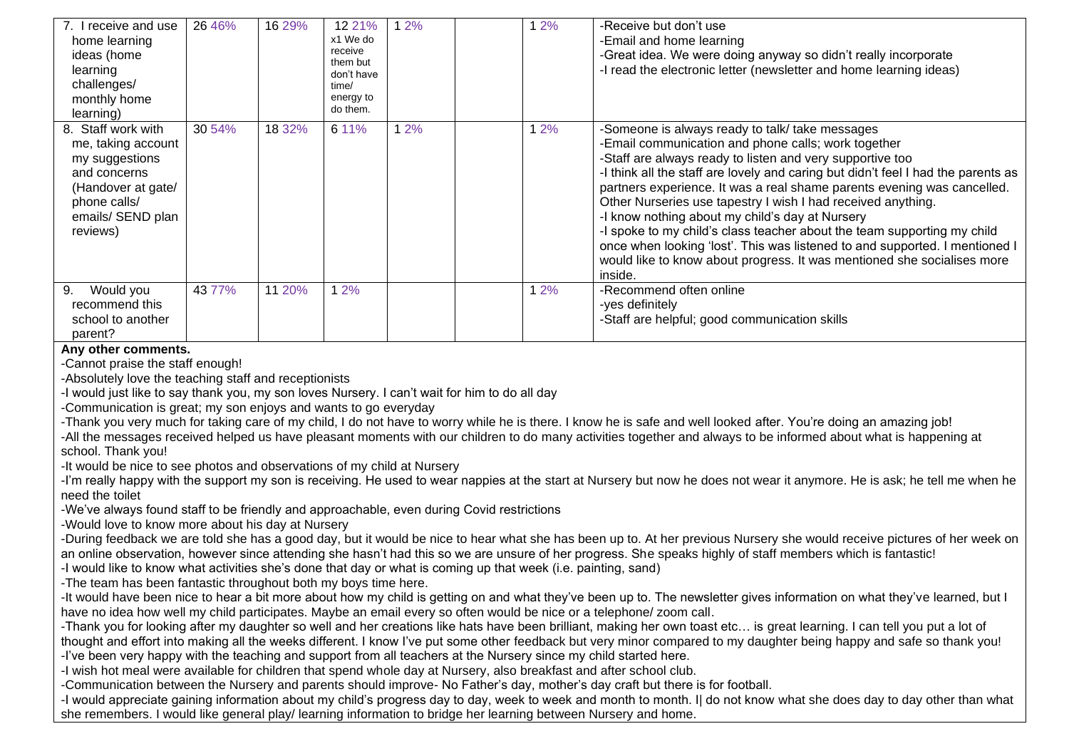| | | | | | | | |
|---|---|---|---|---|---|---|---|
| 7. I receive and use home learning ideas (home learning challenges/ monthly home learning) | 26 46% | 16 29% | 12 21% x1 We do receive them but don't have time/ energy to do them. | 1 2% | | 1 2% | -Receive but don't use<br>-Email and home learning<br>-Great idea. We were doing anyway so didn't really incorporate<br>-I read the electronic letter (newsletter and home learning ideas) |
| 8. Staff work with me, taking account my suggestions and concerns (Handover at gate/ phone calls/ emails/ SEND plan reviews) | 30 54% | 18 32% | 6 11% | 1 2% | | 1 2% | -Someone is always ready to talk/ take messages<br>-Email communication and phone calls; work together<br>-Staff are always ready to listen and very supportive too<br>-I think all the staff are lovely and caring but didn't feel I had the parents as partners experience. It was a real shame parents evening was cancelled. Other Nurseries use tapestry I wish I had received anything.<br>-I know nothing about my child's day at Nursery<br>-I spoke to my child's class teacher about the team supporting my child once when looking 'lost'. This was listened to and supported. I mentioned I would like to know about progress. It was mentioned she socialises more inside. |
| 9. Would you recommend this school to another parent? | 43 77% | 11 20% | 1 2% | | | 1 2% | -Recommend often online<br>-yes definitely<br>-Staff are helpful; good communication skills |

**Any other comments.**

-Cannot praise the staff enough!

-Absolutely love the teaching staff and receptionists

-I would just like to say thank you, my son loves Nursery. I can't wait for him to do all day

-Communication is great; my son enjoys and wants to go everyday

-Thank you very much for taking care of my child, I do not have to worry while he is there. I know he is safe and well looked after. You're doing an amazing job!

-All the messages received helped us have pleasant moments with our children to do many activities together and always to be informed about what is happening at school. Thank you!

-It would be nice to see photos and observations of my child at Nursery

-I'm really happy with the support my son is receiving. He used to wear nappies at the start at Nursery but now he does not wear it anymore. He is ask; he tell me when he need the toilet

-We've always found staff to be friendly and approachable, even during Covid restrictions

-Would love to know more about his day at Nursery

-During feedback we are told she has a good day, but it would be nice to hear what she has been up to. At her previous Nursery she would receive pictures of her week on an online observation, however since attending she hasn't had this so we are unsure of her progress. She speaks highly of staff members which is fantastic!

-I would like to know what activities she's done that day or what is coming up that week (i.e. painting, sand)

-The team has been fantastic throughout both my boys time here.

-It would have been nice to hear a bit more about how my child is getting on and what they've been up to. The newsletter gives information on what they've learned, but I have no idea how well my child participates. Maybe an email every so often would be nice or a telephone/ zoom call.

-Thank you for looking after my daughter so well and her creations like hats have been brilliant, making her own toast etc… is great learning. I can tell you put a lot of thought and effort into making all the weeks different. I know I've put some other feedback but very minor compared to my daughter being happy and safe so thank you!

-I've been very happy with the teaching and support from all teachers at the Nursery since my child started here.

-I wish hot meal were available for children that spend whole day at Nursery, also breakfast and after school club.

-Communication between the Nursery and parents should improve- No Father's day, mother's day craft but there is for football.

-I would appreciate gaining information about my child's progress day to day, week to week and month to month. I| do not know what she does day to day other than what she remembers. I would like general play/ learning information to bridge her learning between Nursery and home.